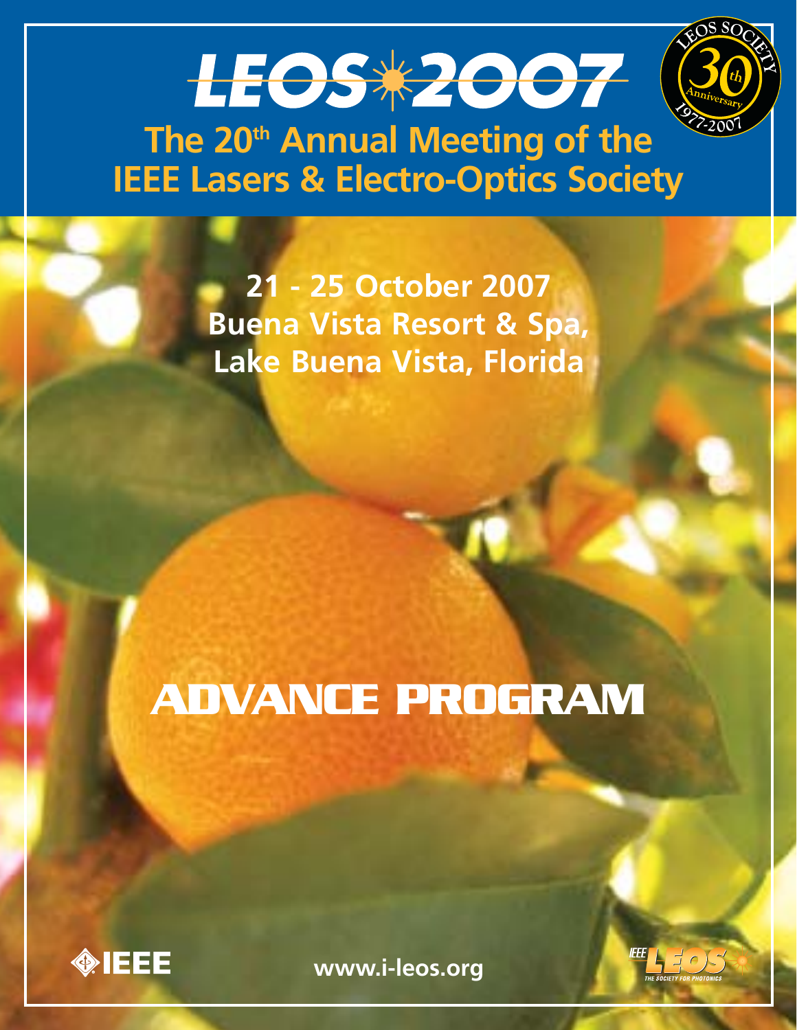# LEOS 2007

LEOS SOCIETY 30th Anniversary 1977-2007

## The 20th Annual Meeting of the IEEE Lasers & Electro-Optics Society

**21 - 25 October 2007**
**Buena Vista Resort & Spa,**
**Lake Buena Vista, Florida**

# ADVANCE PROGRAM

IEEE

www.i-leos.org

IEEE LEOS THE SOCIETY FOR PHOTONICS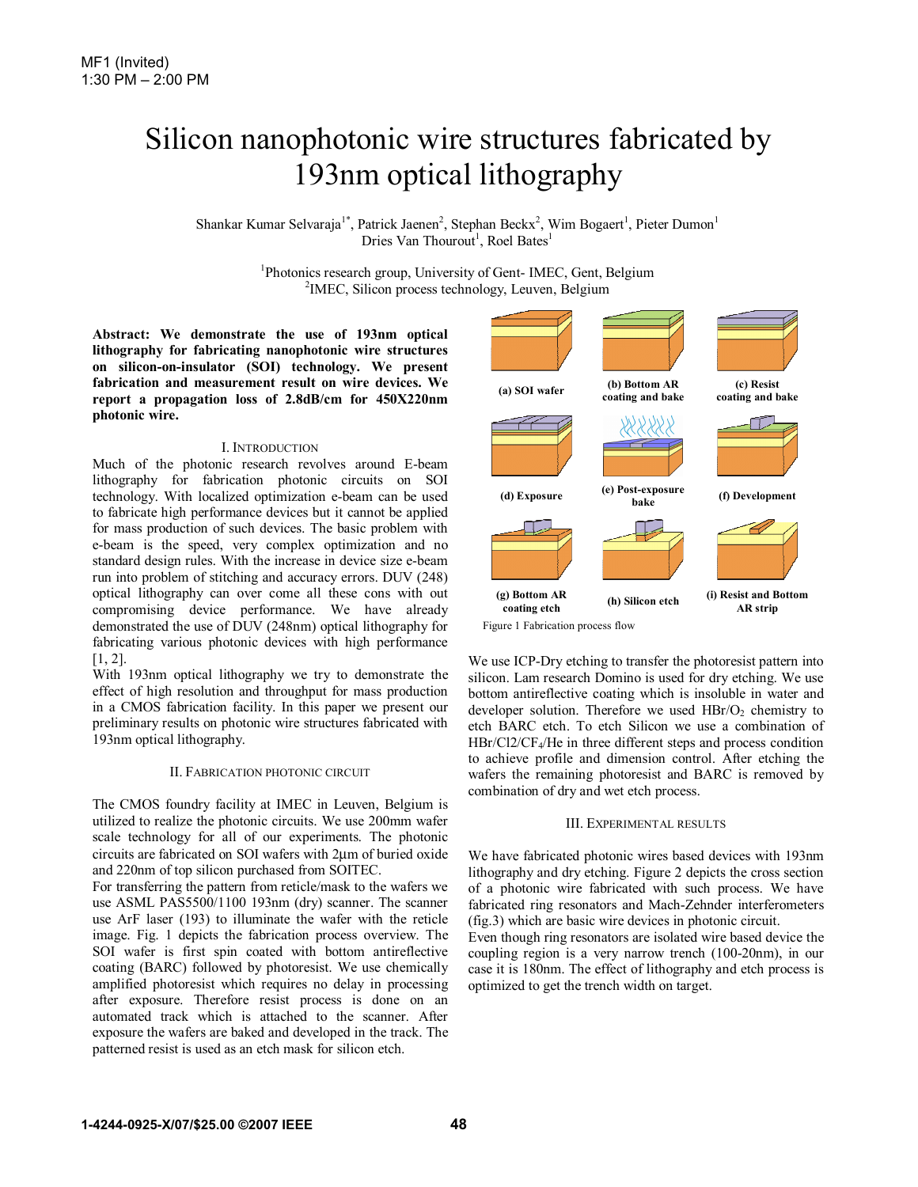MF1 (Invited)
1:30 PM – 2:00 PM

# Silicon nanophotonic wire structures fabricated by 193nm optical lithography

Shankar Kumar Selvaraja[1*], Patrick Jaenen[2], Stephan Beckx[2], Wim Bogaert[1], Pieter Dumon[1]
Dries Van Thourout[1], Roel Bates[1]

[1]Photonics research group, University of Gent- IMEC, Gent, Belgium
[2]IMEC, Silicon process technology, Leuven, Belgium

**Abstract: We demonstrate the use of 193nm optical lithography for fabricating nanophotonic wire structures on silicon-on-insulator (SOI) technology. We present fabrication and measurement result on wire devices. We report a propagation loss of 2.8dB/cm for 450X220nm photonic wire.**

## I. Introduction

Much of the photonic research revolves around E-beam lithography for fabrication photonic circuits on SOI technology. With localized optimization e-beam can be used to fabricate high performance devices but it cannot be applied for mass production of such devices. The basic problem with e-beam is the speed, very complex optimization and no standard design rules. With the increase in device size e-beam run into problem of stitching and accuracy errors. DUV (248) optical lithography can over come all these cons with out compromising device performance. We have already demonstrated the use of DUV (248nm) optical lithography for fabricating various photonic devices with high performance [1, 2].

With 193nm optical lithography we try to demonstrate the effect of high resolution and throughput for mass production in a CMOS fabrication facility. In this paper we present our preliminary results on photonic wire structures fabricated with 193nm optical lithography.

## II. Fabrication photonic circuit

The CMOS foundry facility at IMEC in Leuven, Belgium is utilized to realize the photonic circuits. We use 200mm wafer scale technology for all of our experiments. The photonic circuits are fabricated on SOI wafers with 2µm of buried oxide and 220nm of top silicon purchased from SOITEC.

For transferring the pattern from reticle/mask to the wafers we use ASML PAS5500/1100 193nm (dry) scanner. The scanner use ArF laser (193) to illuminate the wafer with the reticle image. Fig. 1 depicts the fabrication process overview. The SOI wafer is first spin coated with bottom antireflective coating (BARC) followed by photoresist. We use chemically amplified photoresist which requires no delay in processing after exposure. Therefore resist process is done on an automated track which is attached to the scanner. After exposure the wafers are baked and developed in the track. The patterned resist is used as an etch mask for silicon etch.

(a) SOI wafer; (b) Bottom AR coating and bake; (c) Resist coating and bake; (d) Exposure; (e) Post-exposure bake; (f) Development; (g) Bottom AR coating etch; (h) Silicon etch; (i) Resist and Bottom AR strip

Figure 1 Fabrication process flow

We use ICP-Dry etching to transfer the photoresist pattern into silicon. Lam research Domino is used for dry etching. We use bottom antireflective coating which is insoluble in water and developer solution. Therefore we used $HBr/O_2$ chemistry to etch BARC etch. To etch Silicon we use a combination of $HBr/Cl2/CF_4/He$ in three different steps and process condition to achieve profile and dimension control. After etching the wafers the remaining photoresist and BARC is removed by combination of dry and wet etch process.

## III. Experimental results

We have fabricated photonic wires based devices with 193nm lithography and dry etching. Figure 2 depicts the cross section of a photonic wire fabricated with such process. We have fabricated ring resonators and Mach-Zehnder interferometers (fig.3) which are basic wire devices in photonic circuit.

Even though ring resonators are isolated wire based device the coupling region is a very narrow trench (100-20nm), in our case it is 180nm. The effect of lithography and etch process is optimized to get the trench width on target.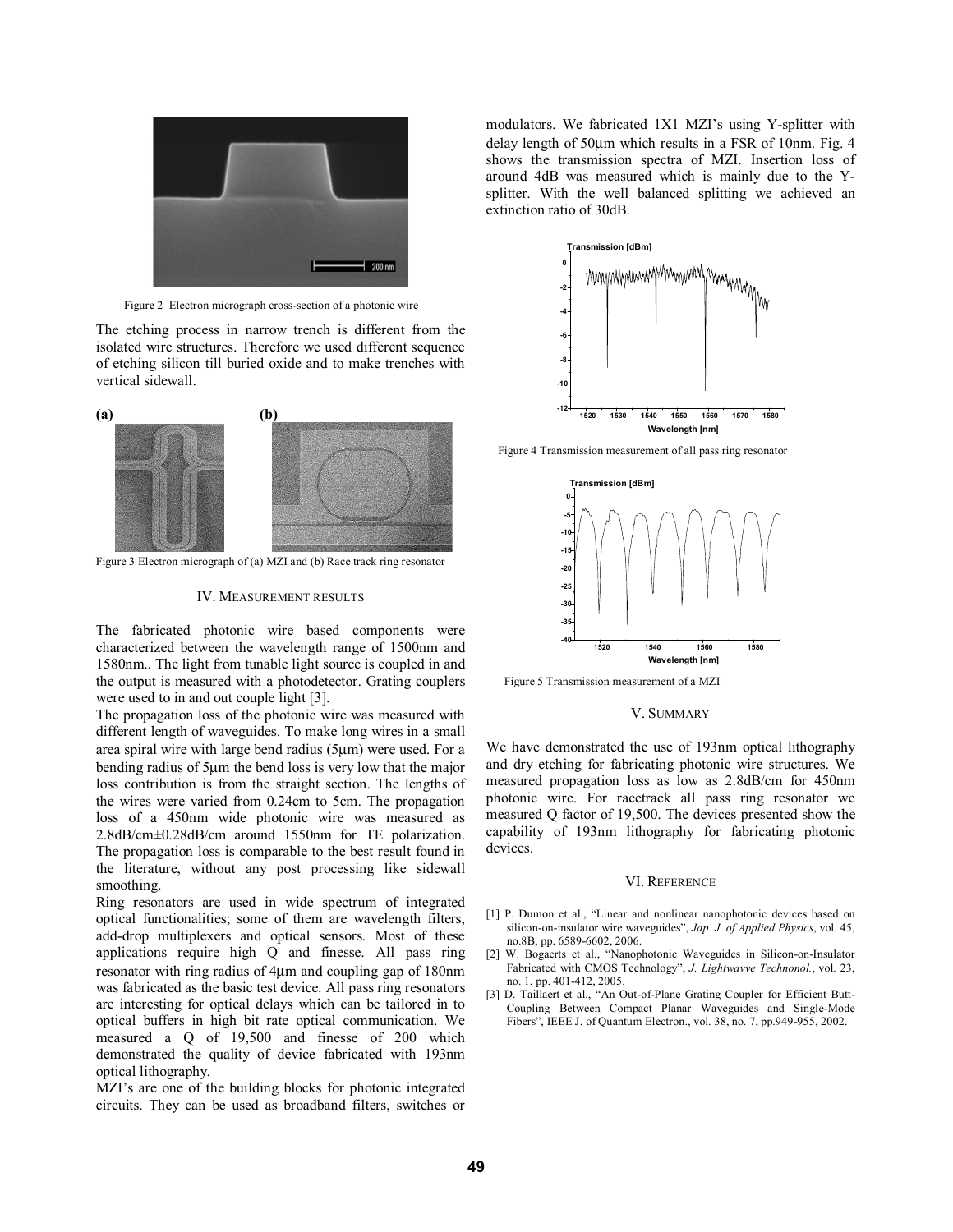200 nm

Figure 2 Electron micrograph cross-section of a photonic wire

The etching process in narrow trench is different from the isolated wire structures. Therefore we used different sequence of etching silicon till buried oxide and to make trenches with vertical sidewall.

(a) (b)

Figure 3 Electron micrograph of (a) MZI and (b) Race track ring resonator

## IV. MEASUREMENT RESULTS

The fabricated photonic wire based components were characterized between the wavelength range of 1500nm and 1580nm.. The light from tunable light source is coupled in and the output is measured with a photodetector. Grating couplers were used to in and out couple light [3].

The propagation loss of the photonic wire was measured with different length of waveguides. To make long wires in a small area spiral wire with large bend radius (5µm) were used. For a bending radius of 5µm the bend loss is very low that the major loss contribution is from the straight section. The lengths of the wires were varied from 0.24cm to 5cm. The propagation loss of a 450nm wide photonic wire was measured as 2.8dB/cm±0.28dB/cm around 1550nm for TE polarization. The propagation loss is comparable to the best result found in the literature, without any post processing like sidewall smoothing.

Ring resonators are used in wide spectrum of integrated optical functionalities; some of them are wavelength filters, add-drop multiplexers and optical sensors. Most of these applications require high Q and finesse. All pass ring resonator with ring radius of 4µm and coupling gap of 180nm was fabricated as the basic test device. All pass ring resonators are interesting for optical delays which can be tailored in to optical buffers in high bit rate optical communication. We measured a Q of 19,500 and finesse of 200 which demonstrated the quality of device fabricated with 193nm optical lithography.

MZI's are one of the building blocks for photonic integrated circuits. They can be used as broadband filters, switches or modulators. We fabricated 1X1 MZI's using Y-splitter with delay length of 50µm which results in a FSR of 10nm. Fig. 4 shows the transmission spectra of MZI. Insertion loss of around 4dB was measured which is mainly due to the Y-splitter. With the well balanced splitting we achieved an extinction ratio of 30dB.

Transmission [dBm]
0
-2
-4
-6
-8
-10
-12
1520 1530 1540 1550 1560 1570 1580
Wavelength [nm]

Figure 4 Transmission measurement of all pass ring resonator

Transmission [dBm]
0
-5
-10
-15
-20
-25
-30
-35
-40
1520 1540 1560 1580
Wavelength [nm]

Figure 5 Transmission measurement of a MZI

## V. SUMMARY

We have demonstrated the use of 193nm optical lithography and dry etching for fabricating photonic wire structures. We measured propagation loss as low as 2.8dB/cm for 450nm photonic wire. For racetrack all pass ring resonator we measured Q factor of 19,500. The devices presented show the capability of 193nm lithography for fabricating photonic devices.

## VI. REFERENCE

[1] P. Dumon et al., "Linear and nonlinear nanophotonic devices based on silicon-on-insulator wire waveguides", *Jap. J. of Applied Physics*, vol. 45, no.8B, pp. 6589-6602, 2006.

[2] W. Bogaerts et al., "Nanophotonic Waveguides in Silicon-on-Insulator Fabricated with CMOS Technology", *J. Lightwavve Technonol.*, vol. 23, no. 1, pp. 401-412, 2005.

[3] D. Taillaert et al., "An Out-of-Plane Grating Coupler for Efficient Butt-Coupling Between Compact Planar Waveguides and Single-Mode Fibers", IEEE J. of Quantum Electron., vol. 38, no. 7, pp.949-955, 2002.